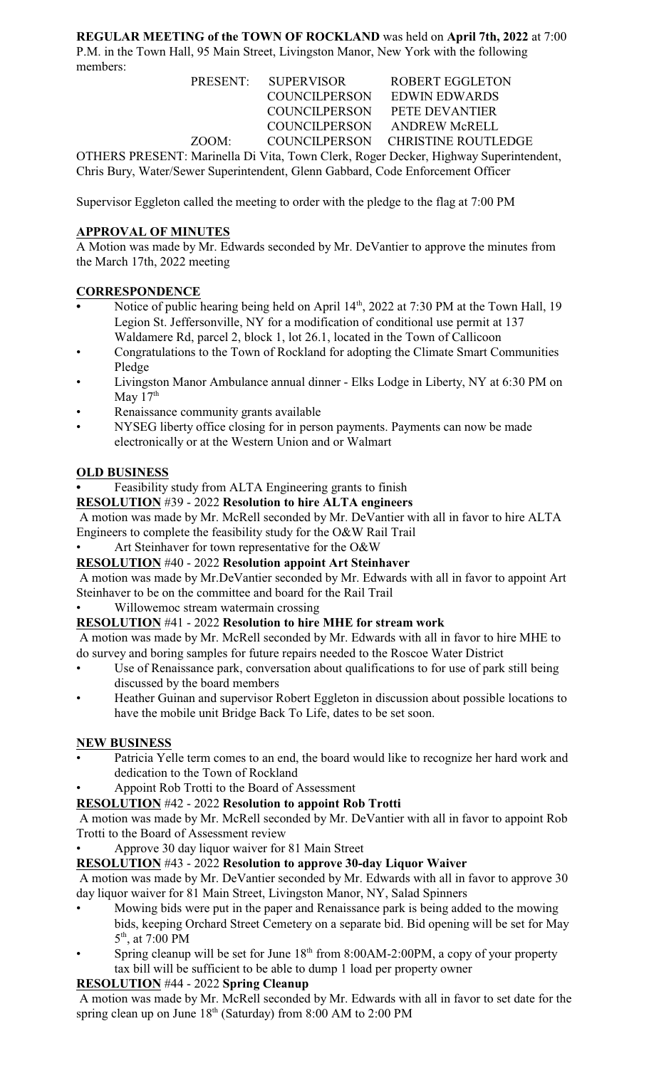**REGULAR MEETING of the TOWN OF ROCKLAND** was held on **April 7th, 2022** at 7:00 P.M. in the Town Hall, 95 Main Street, Livingston Manor, New York with the following members:

| | | |
|---|---|---|
| PRESENT: | SUPERVISOR | ROBERT EGGLETON |
| | COUNCILPERSON | EDWIN EDWARDS |
| | COUNCILPERSON | PETE DEVANTIER |
| | COUNCILPERSON | ANDREW McRELL |
| ZOOM: | COUNCILPERSON | CHRISTINE ROUTLEDGE |

OTHERS PRESENT: Marinella Di Vita, Town Clerk, Roger Decker, Highway Superintendent, Chris Bury, Water/Sewer Superintendent, Glenn Gabbard, Code Enforcement Officer

Supervisor Eggleton called the meeting to order with the pledge to the flag at 7:00 PM

**APPROVAL OF MINUTES**

A Motion was made by Mr. Edwards seconded by Mr. DeVantier to approve the minutes from the March 17th, 2022 meeting

**CORRESPONDENCE**

- Notice of public hearing being held on April 14th, 2022 at 7:30 PM at the Town Hall, 19 Legion St. Jeffersonville, NY for a modification of conditional use permit at 137 Waldamere Rd, parcel 2, block 1, lot 26.1, located in the Town of Callicoon
- Congratulations to the Town of Rockland for adopting the Climate Smart Communities Pledge
- Livingston Manor Ambulance annual dinner - Elks Lodge in Liberty, NY at 6:30 PM on May 17th
- Renaissance community grants available
- NYSEG liberty office closing for in person payments. Payments can now be made electronically or at the Western Union and or Walmart

**OLD BUSINESS**

- Feasibility study from ALTA Engineering grants to finish

**RESOLUTION** #39 - 2022 **Resolution to hire ALTA engineers**

A motion was made by Mr. McRell seconded by Mr. DeVantier with all in favor to hire ALTA Engineers to complete the feasibility study for the O&W Rail Trail

- Art Steinhaver for town representative for the O&W

**RESOLUTION** #40 - 2022 **Resolution appoint Art Steinhaver**

A motion was made by Mr.DeVantier seconded by Mr. Edwards with all in favor to appoint Art Steinhaver to be on the committee and board for the Rail Trail

- Willowemoc stream watermain crossing

**RESOLUTION** #41 - 2022 **Resolution to hire MHE for stream work**

A motion was made by Mr. McRell seconded by Mr. Edwards with all in favor to hire MHE to do survey and boring samples for future repairs needed to the Roscoe Water District

- Use of Renaissance park, conversation about qualifications to for use of park still being discussed by the board members
- Heather Guinan and supervisor Robert Eggleton in discussion about possible locations to have the mobile unit Bridge Back To Life, dates to be set soon.

**NEW BUSINESS**

- Patricia Yelle term comes to an end, the board would like to recognize her hard work and dedication to the Town of Rockland
- Appoint Rob Trotti to the Board of Assessment

**RESOLUTION** #42 - 2022 **Resolution to appoint Rob Trotti**

A motion was made by Mr. McRell seconded by Mr. DeVantier with all in favor to appoint Rob Trotti to the Board of Assessment review

- Approve 30 day liquor waiver for 81 Main Street

**RESOLUTION** #43 - 2022 **Resolution to approve 30-day Liquor Waiver**

A motion was made by Mr. DeVantier seconded by Mr. Edwards with all in favor to approve 30 day liquor waiver for 81 Main Street, Livingston Manor, NY, Salad Spinners

- Mowing bids were put in the paper and Renaissance park is being added to the mowing bids, keeping Orchard Street Cemetery on a separate bid. Bid opening will be set for May 5th, at 7:00 PM
- Spring cleanup will be set for June 18th from 8:00AM-2:00PM, a copy of your property tax bill will be sufficient to be able to dump 1 load per property owner

**RESOLUTION** #44 - 2022 **Spring Cleanup**

A motion was made by Mr. McRell seconded by Mr. Edwards with all in favor to set date for the spring clean up on June 18th (Saturday) from 8:00 AM to 2:00 PM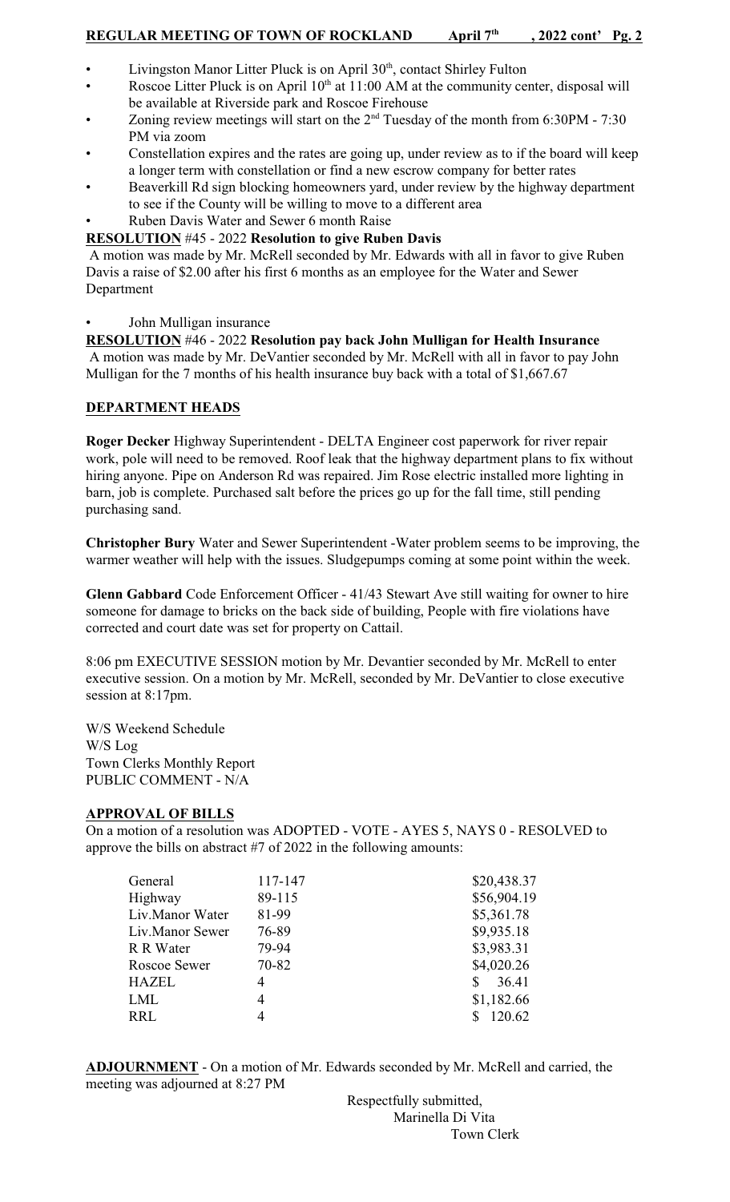- Livingston Manor Litter Pluck is on April 30th, contact Shirley Fulton
- Roscoe Litter Pluck is on April 10th at 11:00 AM at the community center, disposal will be available at Riverside park and Roscoe Firehouse
- Zoning review meetings will start on the 2nd Tuesday of the month from 6:30PM - 7:30 PM via zoom
- Constellation expires and the rates are going up, under review as to if the board will keep a longer term with constellation or find a new escrow company for better rates
- Beaverkill Rd sign blocking homeowners yard, under review by the highway department to see if the County will be willing to move to a different area
- Ruben Davis Water and Sewer 6 month Raise

**RESOLUTION** #45 - 2022 **Resolution to give Ruben Davis**
A motion was made by Mr. McRell seconded by Mr. Edwards with all in favor to give Ruben Davis a raise of $2.00 after his first 6 months as an employee for the Water and Sewer Department

- John Mulligan insurance

**RESOLUTION** #46 - 2022 **Resolution pay back John Mulligan for Health Insurance**
A motion was made by Mr. DeVantier seconded by Mr. McRell with all in favor to pay John Mulligan for the 7 months of his health insurance buy back with a total of $1,667.67

**DEPARTMENT HEADS**

**Roger Decker** Highway Superintendent - DELTA Engineer cost paperwork for river repair work, pole will need to be removed. Roof leak that the highway department plans to fix without hiring anyone. Pipe on Anderson Rd was repaired. Jim Rose electric installed more lighting in barn, job is complete. Purchased salt before the prices go up for the fall time, still pending purchasing sand.

**Christopher Bury** Water and Sewer Superintendent -Water problem seems to be improving, the warmer weather will help with the issues. Sludgepumps coming at some point within the week.

**Glenn Gabbard** Code Enforcement Officer - 41/43 Stewart Ave still waiting for owner to hire someone for damage to bricks on the back side of building, People with fire violations have corrected and court date was set for property on Cattail.

8:06 pm EXECUTIVE SESSION motion by Mr. Devantier seconded by Mr. McRell to enter executive session. On a motion by Mr. McRell, seconded by Mr. DeVantier to close executive session at 8:17pm.

W/S Weekend Schedule
W/S Log
Town Clerks Monthly Report
PUBLIC COMMENT - N/A

**APPROVAL OF BILLS**

On a motion of a resolution was ADOPTED - VOTE - AYES 5, NAYS 0 - RESOLVED to approve the bills on abstract #7 of 2022 in the following amounts:

| | | |
|---|---|---|
| General | 117-147 | $20,438.37 |
| Highway | 89-115 | $56,904.19 |
| Liv.Manor Water | 81-99 | $5,361.78 |
| Liv.Manor Sewer | 76-89 | $9,935.18 |
| R R Water | 79-94 | $3,983.31 |
| Roscoe Sewer | 70-82 | $4,020.26 |
| HAZEL | 4 | $ 36.41 |
| LML | 4 | $1,182.66 |
| RRL | 4 | $ 120.62 |

**ADJOURNMENT** - On a motion of Mr. Edwards seconded by Mr. McRell and carried, the meeting was adjourned at 8:27 PM

Respectfully submitted,
Marinella Di Vita
Town Clerk